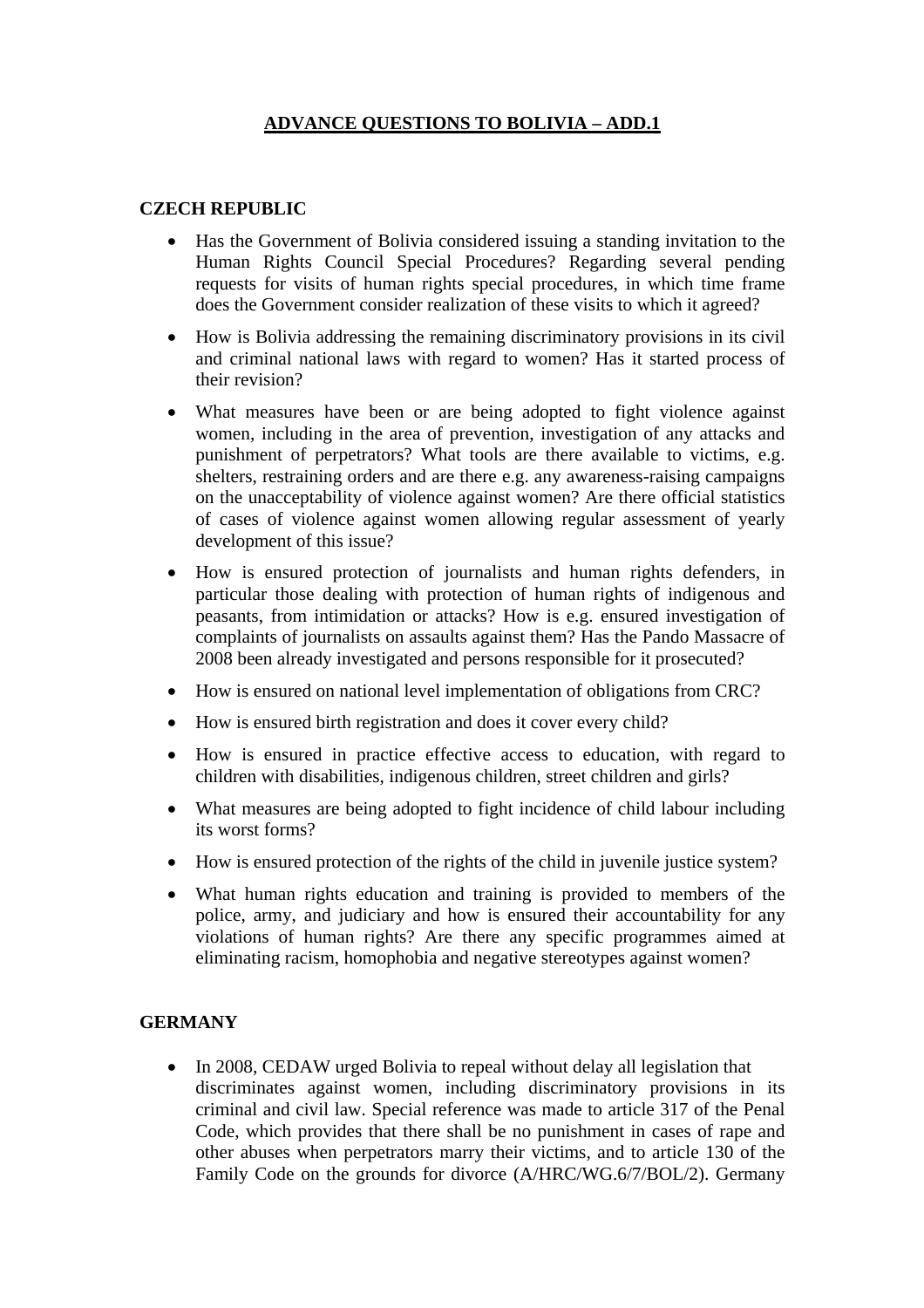# ADVANCE QUESTIONS TO BOLIVIA – ADD.1

## CZECH REPUBLIC

- Has the Government of Bolivia considered issuing a standing invitation to the Human Rights Council Special Procedures? Regarding several pending requests for visits of human rights special procedures, in which time frame does the Government consider realization of these visits to which it agreed?
- How is Bolivia addressing the remaining discriminatory provisions in its civil and criminal national laws with regard to women? Has it started process of their revision?
- What measures have been or are being adopted to fight violence against women, including in the area of prevention, investigation of any attacks and punishment of perpetrators? What tools are there available to victims, e.g. shelters, restraining orders and are there e.g. any awareness-raising campaigns on the unacceptability of violence against women? Are there official statistics of cases of violence against women allowing regular assessment of yearly development of this issue?
- How is ensured protection of journalists and human rights defenders, in particular those dealing with protection of human rights of indigenous and peasants, from intimidation or attacks? How is e.g. ensured investigation of complaints of journalists on assaults against them? Has the Pando Massacre of 2008 been already investigated and persons responsible for it prosecuted?
- How is ensured on national level implementation of obligations from CRC?
- How is ensured birth registration and does it cover every child?
- How is ensured in practice effective access to education, with regard to children with disabilities, indigenous children, street children and girls?
- What measures are being adopted to fight incidence of child labour including its worst forms?
- How is ensured protection of the rights of the child in juvenile justice system?
- What human rights education and training is provided to members of the police, army, and judiciary and how is ensured their accountability for any violations of human rights? Are there any specific programmes aimed at eliminating racism, homophobia and negative stereotypes against women?

## GERMANY

- In 2008, CEDAW urged Bolivia to repeal without delay all legislation that discriminates against women, including discriminatory provisions in its criminal and civil law. Special reference was made to article 317 of the Penal Code, which provides that there shall be no punishment in cases of rape and other abuses when perpetrators marry their victims, and to article 130 of the Family Code on the grounds for divorce (A/HRC/WG.6/7/BOL/2). Germany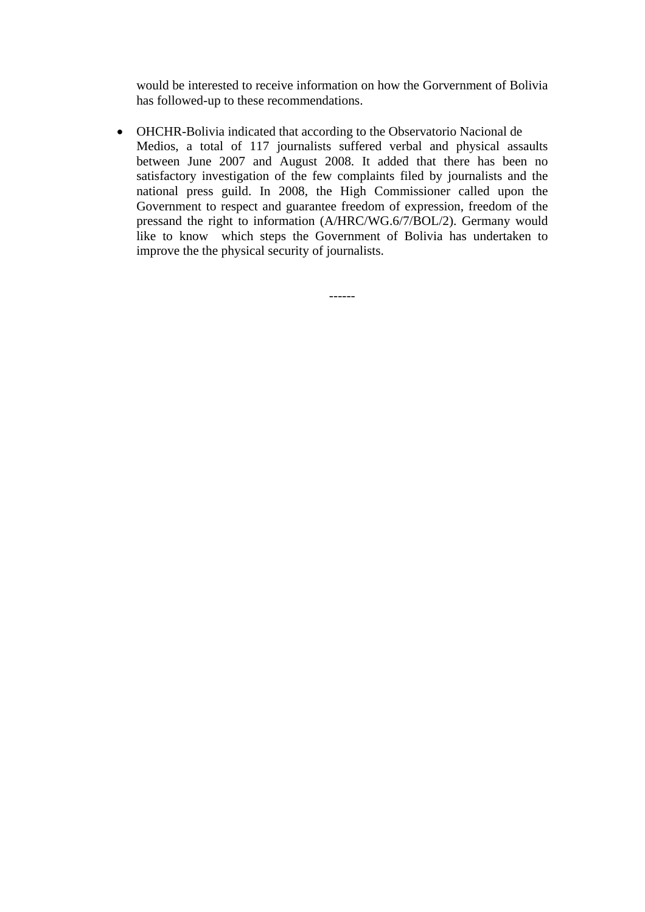would be interested to receive information on how the Gorvernment of Bolivia has followed-up to these recommendations.

- OHCHR-Bolivia indicated that according to the Observatorio Nacional de Medios, a total of 117 journalists suffered verbal and physical assaults between June 2007 and August 2008. It added that there has been no satisfactory investigation of the few complaints filed by journalists and the national press guild. In 2008, the High Commissioner called upon the Government to respect and guarantee freedom of expression, freedom of the pressand the right to information (A/HRC/WG.6/7/BOL/2). Germany would like to know which steps the Government of Bolivia has undertaken to improve the the physical security of journalists.

------